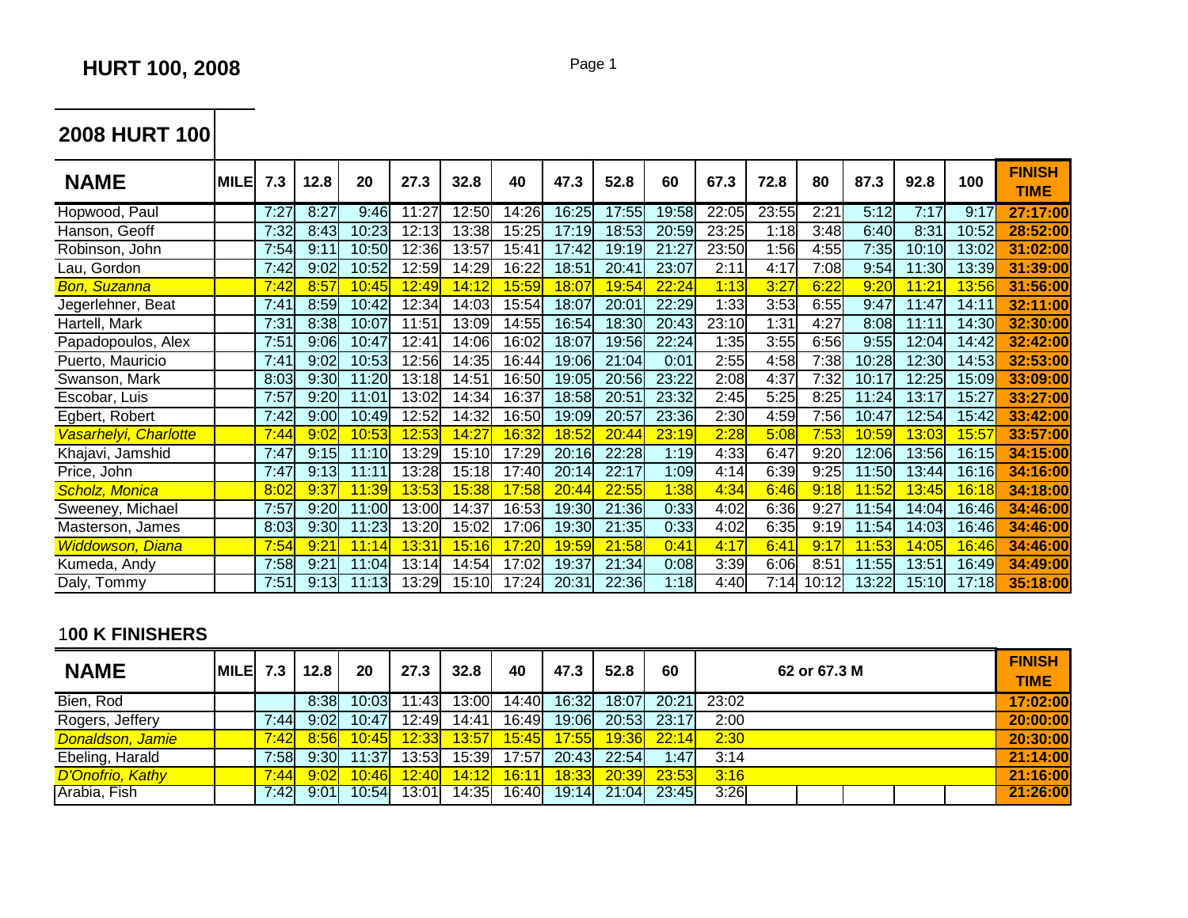# HURT 100, 2008

## 2008 HURT 100

| NAME | MILE | 7.3 | 12.8 | 20 | 27.3 | 32.8 | 40 | 47.3 | 52.8 | 60 | 67.3 | 72.8 | 80 | 87.3 | 92.8 | 100 | FINISH TIME |
|---|---|---|---|---|---|---|---|---|---|---|---|---|---|---|---|---|---|
| Hopwood, Paul | | 7:27 | 8:27 | 9:46 | 11:27 | 12:50 | 14:26 | 16:25 | 17:55 | 19:58 | 22:05 | 23:55 | 2:21 | 5:12 | 7:17 | 9:17 | **27:17:00** |
| Hanson, Geoff | | 7:32 | 8:43 | 10:23 | 12:13 | 13:38 | 15:25 | 17:19 | 18:53 | 20:59 | 23:25 | 1:18 | 3:48 | 6:40 | 8:31 | 10:52 | **28:52:00** |
| Robinson, John | | 7:54 | 9:11 | 10:50 | 12:36 | 13:57 | 15:41 | 17:42 | 19:19 | 21:27 | 23:50 | 1:56 | 4:55 | 7:35 | 10:10 | 13:02 | **31:02:00** |
| Lau, Gordon | | 7:42 | 9:02 | 10:52 | 12:59 | 14:29 | 16:22 | 18:51 | 20:41 | 23:07 | 2:11 | 4:17 | 7:08 | 9:54 | 11:30 | 13:39 | **31:39:00** |
| *Bon, Suzanna* | | 7:42 | 8:57 | 10:45 | 12:49 | 14:12 | 15:59 | 18:07 | 19:54 | 22:24 | 1:13 | 3:27 | 6:22 | 9:20 | 11:21 | 13:56 | **31:56:00** |
| Jegerlehner, Beat | | 7:41 | 8:59 | 10:42 | 12:34 | 14:03 | 15:54 | 18:07 | 20:01 | 22:29 | 1:33 | 3:53 | 6:55 | 9:47 | 11:47 | 14:11 | **32:11:00** |
| Hartell, Mark | | 7:31 | 8:38 | 10:07 | 11:51 | 13:09 | 14:55 | 16:54 | 18:30 | 20:43 | 23:10 | 1:31 | 4:27 | 8:08 | 11:11 | 14:30 | **32:30:00** |
| Papadopoulos, Alex | | 7:51 | 9:06 | 10:47 | 12:41 | 14:06 | 16:02 | 18:07 | 19:56 | 22:24 | 1:35 | 3:55 | 6:56 | 9:55 | 12:04 | 14:42 | **32:42:00** |
| Puerto, Mauricio | | 7:41 | 9:02 | 10:53 | 12:56 | 14:35 | 16:44 | 19:06 | 21:04 | 0:01 | 2:55 | 4:58 | 7:38 | 10:28 | 12:30 | 14:53 | **32:53:00** |
| Swanson, Mark | | 8:03 | 9:30 | 11:20 | 13:18 | 14:51 | 16:50 | 19:05 | 20:56 | 23:22 | 2:08 | 4:37 | 7:32 | 10:17 | 12:25 | 15:09 | **33:09:00** |
| Escobar, Luis | | 7:57 | 9:20 | 11:01 | 13:02 | 14:34 | 16:37 | 18:58 | 20:51 | 23:32 | 2:45 | 5:25 | 8:25 | 11:24 | 13:17 | 15:27 | **33:27:00** |
| Egbert, Robert | | 7:42 | 9:00 | 10:49 | 12:52 | 14:32 | 16:50 | 19:09 | 20:57 | 23:36 | 2:30 | 4:59 | 7:56 | 10:47 | 12:54 | 15:42 | **33:42:00** |
| *Vasarhelyi, Charlotte* | | 7:44 | 9:02 | 10:53 | 12:53 | 14:27 | 16:32 | 18:52 | 20:44 | 23:19 | 2:28 | 5:08 | 7:53 | 10:59 | 13:03 | 15:57 | **33:57:00** |
| Khajavi, Jamshid | | 7:47 | 9:15 | 11:10 | 13:29 | 15:10 | 17:29 | 20:16 | 22:28 | 1:19 | 4:33 | 6:47 | 9:20 | 12:06 | 13:56 | 16:15 | **34:15:00** |
| Price, John | | 7:47 | 9:13 | 11:11 | 13:28 | 15:18 | 17:40 | 20:14 | 22:17 | 1:09 | 4:14 | 6:39 | 9:25 | 11:50 | 13:44 | 16:16 | **34:16:00** |
| *Scholz, Monica* | | 8:02 | 9:37 | 11:39 | 13:53 | 15:38 | 17:58 | 20:44 | 22:55 | 1:38 | 4:34 | 6:46 | 9:18 | 11:52 | 13:45 | 16:18 | **34:18:00** |
| Sweeney, Michael | | 7:57 | 9:20 | 11:00 | 13:00 | 14:37 | 16:53 | 19:30 | 21:36 | 0:33 | 4:02 | 6:36 | 9:27 | 11:54 | 14:04 | 16:46 | **34:46:00** |
| Masterson, James | | 8:03 | 9:30 | 11:23 | 13:20 | 15:02 | 17:06 | 19:30 | 21:35 | 0:33 | 4:02 | 6:35 | 9:19 | 11:54 | 14:03 | 16:46 | **34:46:00** |
| *Widdowson, Diana* | | 7:54 | 9:21 | 11:14 | 13:31 | 15:16 | 17:20 | 19:59 | 21:58 | 0:41 | 4:17 | 6:41 | 9:17 | 11:53 | 14:05 | 16:46 | **34:46:00** |
| Kumeda, Andy | | 7:58 | 9:21 | 11:04 | 13:14 | 14:54 | 17:02 | 19:37 | 21:34 | 0:08 | 3:39 | 6:06 | 8:51 | 11:55 | 13:51 | 16:49 | **34:49:00** |
| Daly, Tommy | | 7:51 | 9:13 | 11:13 | 13:29 | 15:10 | 17:24 | 20:31 | 22:36 | 1:18 | 4:40 | 7:14 | 10:12 | 13:22 | 15:10 | 17:18 | **35:18:00** |

### 100 K FINISHERS

| NAME | MILE | 7.3 | 12.8 | 20 | 27.3 | 32.8 | 40 | 47.3 | 52.8 | 60 | 62 or 67.3 M | FINISH TIME |
|---|---|---|---|---|---|---|---|---|---|---|---|---|
| Bien, Rod | | | 8:38 | 10:03 | 11:43 | 13:00 | 14:40 | 16:32 | 18:07 | 20:21 | 23:02 | **17:02:00** |
| Rogers, Jeffery | | 7:44 | 9:02 | 10:47 | 12:49 | 14:41 | 16:49 | 19:06 | 20:53 | 23:17 | 2:00 | **20:00:00** |
| *Donaldson, Jamie* | | 7:42 | 8:56 | 10:45 | 12:33 | 13:57 | 15:45 | 17:55 | 19:36 | 22:14 | 2:30 | **20:30:00** |
| Ebeling, Harald | | 7:58 | 9:30 | 11:37 | 13:53 | 15:39 | 17:57 | 20:43 | 22:54 | 1:47 | 3:14 | **21:14:00** |
| *D'Onofrio, Kathy* | | 7:44 | 9:02 | 10:46 | 12:40 | 14:12 | 16:11 | 18:33 | 20:39 | 23:53 | 3:16 | **21:16:00** |
| Arabia, Fish | | 7:42 | 9:01 | 10:54 | 13:01 | 14:35 | 16:40 | 19:14 | 21:04 | 23:45 | 3:26 | **21:26:00** |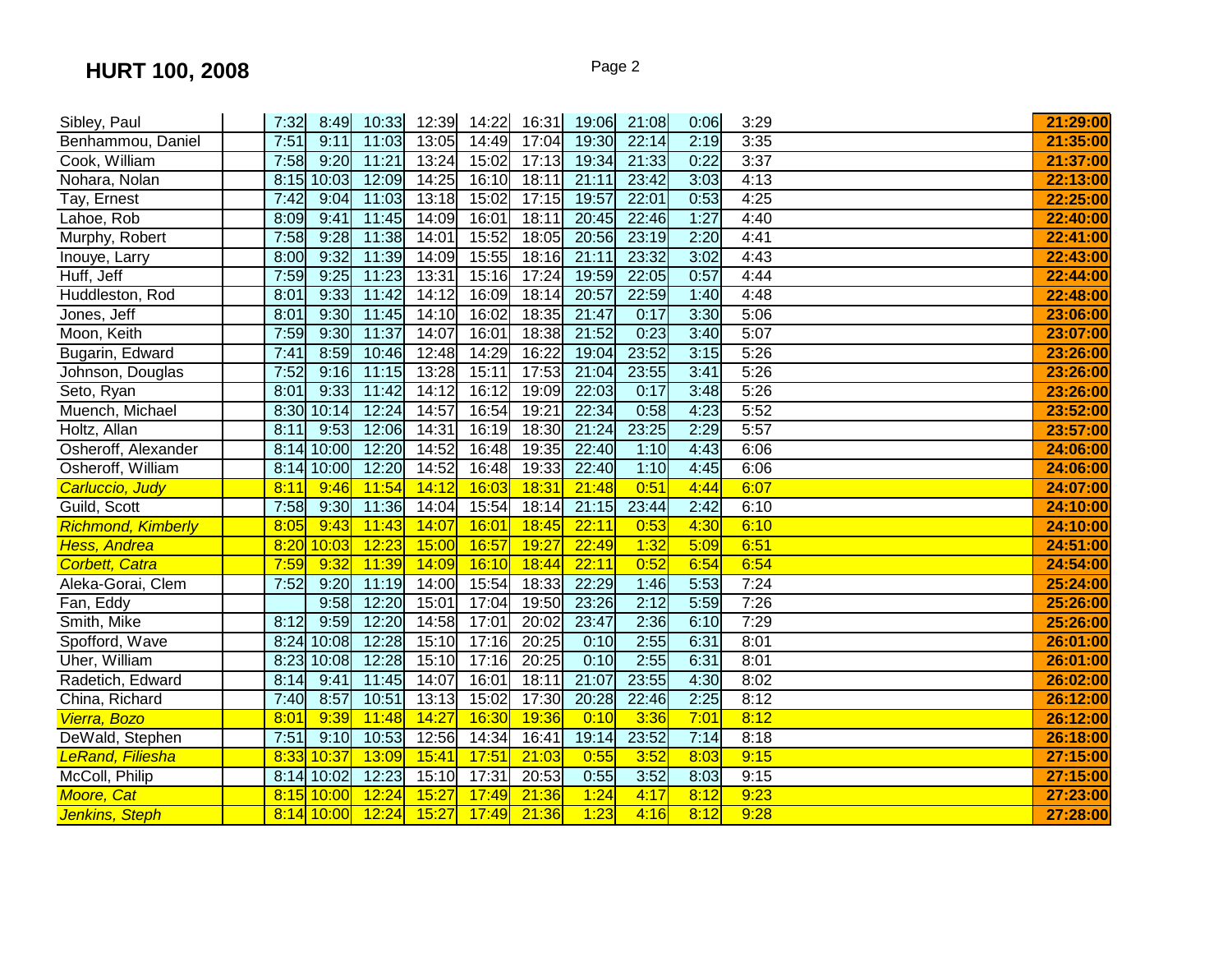# HURT 100, 2008

| Name | | | | | | | | | | | | Total |
|---|---|---|---|---|---|---|---|---|---|---|---|---|
| Sibley, Paul | | 7:32 | 8:49 | 10:33 | 12:39 | 14:22 | 16:31 | 19:06 | 21:08 | 0:06 | 3:29 | 21:29:00 |
| Benhammou, Daniel | | 7:51 | 9:11 | 11:03 | 13:05 | 14:49 | 17:04 | 19:30 | 22:14 | 2:19 | 3:35 | 21:35:00 |
| Cook, William | | 7:58 | 9:20 | 11:21 | 13:24 | 15:02 | 17:13 | 19:34 | 21:33 | 0:22 | 3:37 | 21:37:00 |
| Nohara, Nolan | | 8:15 | 10:03 | 12:09 | 14:25 | 16:10 | 18:11 | 21:11 | 23:42 | 3:03 | 4:13 | 22:13:00 |
| Tay, Ernest | | 7:42 | 9:04 | 11:03 | 13:18 | 15:02 | 17:15 | 19:57 | 22:01 | 0:53 | 4:25 | 22:25:00 |
| Lahoe, Rob | | 8:09 | 9:41 | 11:45 | 14:09 | 16:01 | 18:11 | 20:45 | 22:46 | 1:27 | 4:40 | 22:40:00 |
| Murphy, Robert | | 7:58 | 9:28 | 11:38 | 14:01 | 15:52 | 18:05 | 20:56 | 23:19 | 2:20 | 4:41 | 22:41:00 |
| Inouye, Larry | | 8:00 | 9:32 | 11:39 | 14:09 | 15:55 | 18:16 | 21:11 | 23:32 | 3:02 | 4:43 | 22:43:00 |
| Huff, Jeff | | 7:59 | 9:25 | 11:23 | 13:31 | 15:16 | 17:24 | 19:59 | 22:05 | 0:57 | 4:44 | 22:44:00 |
| Huddleston, Rod | | 8:01 | 9:33 | 11:42 | 14:12 | 16:09 | 18:14 | 20:57 | 22:59 | 1:40 | 4:48 | 22:48:00 |
| Jones, Jeff | | 8:01 | 9:30 | 11:45 | 14:10 | 16:02 | 18:35 | 21:47 | 0:17 | 3:30 | 5:06 | 23:06:00 |
| Moon, Keith | | 7:59 | 9:30 | 11:37 | 14:07 | 16:01 | 18:38 | 21:52 | 0:23 | 3:40 | 5:07 | 23:07:00 |
| Bugarin, Edward | | 7:41 | 8:59 | 10:46 | 12:48 | 14:29 | 16:22 | 19:04 | 23:52 | 3:15 | 5:26 | 23:26:00 |
| Johnson, Douglas | | 7:52 | 9:16 | 11:15 | 13:28 | 15:11 | 17:53 | 21:04 | 23:55 | 3:41 | 5:26 | 23:26:00 |
| Seto, Ryan | | 8:01 | 9:33 | 11:42 | 14:12 | 16:12 | 19:09 | 22:03 | 0:17 | 3:48 | 5:26 | 23:26:00 |
| Muench, Michael | | 8:30 | 10:14 | 12:24 | 14:57 | 16:54 | 19:21 | 22:34 | 0:58 | 4:23 | 5:52 | 23:52:00 |
| Holtz, Allan | | 8:11 | 9:53 | 12:06 | 14:31 | 16:19 | 18:30 | 21:24 | 23:25 | 2:29 | 5:57 | 23:57:00 |
| Osheroff, Alexander | | 8:14 | 10:00 | 12:20 | 14:52 | 16:48 | 19:35 | 22:40 | 1:10 | 4:43 | 6:06 | 24:06:00 |
| Osheroff, William | | 8:14 | 10:00 | 12:20 | 14:52 | 16:48 | 19:33 | 22:40 | 1:10 | 4:45 | 6:06 | 24:06:00 |
| *Carluccio, Judy* | | 8:11 | 9:46 | 11:54 | 14:12 | 16:03 | 18:31 | 21:48 | 0:51 | 4:44 | 6:07 | 24:07:00 |
| Guild, Scott | | 7:58 | 9:30 | 11:36 | 14:04 | 15:54 | 18:14 | 21:15 | 23:44 | 2:42 | 6:10 | 24:10:00 |
| *Richmond, Kimberly* | | 8:05 | 9:43 | 11:43 | 14:07 | 16:01 | 18:45 | 22:11 | 0:53 | 4:30 | 6:10 | 24:10:00 |
| *Hess, Andrea* | | 8:20 | 10:03 | 12:23 | 15:00 | 16:57 | 19:27 | 22:49 | 1:32 | 5:09 | 6:51 | 24:51:00 |
| *Corbett, Catra* | | 7:59 | 9:32 | 11:39 | 14:09 | 16:10 | 18:44 | 22:11 | 0:52 | 6:54 | 6:54 | 24:54:00 |
| Aleka-Gorai, Clem | | 7:52 | 9:20 | 11:19 | 14:00 | 15:54 | 18:33 | 22:29 | 1:46 | 5:53 | 7:24 | 25:24:00 |
| Fan, Eddy | | | 9:58 | 12:20 | 15:01 | 17:04 | 19:50 | 23:26 | 2:12 | 5:59 | 7:26 | 25:26:00 |
| Smith, Mike | | 8:12 | 9:59 | 12:20 | 14:58 | 17:01 | 20:02 | 23:47 | 2:36 | 6:10 | 7:29 | 25:26:00 |
| Spofford, Wave | | 8:24 | 10:08 | 12:28 | 15:10 | 17:16 | 20:25 | 0:10 | 2:55 | 6:31 | 8:01 | 26:01:00 |
| Uher, William | | 8:23 | 10:08 | 12:28 | 15:10 | 17:16 | 20:25 | 0:10 | 2:55 | 6:31 | 8:01 | 26:01:00 |
| Radetich, Edward | | 8:14 | 9:41 | 11:45 | 14:07 | 16:01 | 18:11 | 21:07 | 23:55 | 4:30 | 8:02 | 26:02:00 |
| China, Richard | | 7:40 | 8:57 | 10:51 | 13:13 | 15:02 | 17:30 | 20:28 | 22:46 | 2:25 | 8:12 | 26:12:00 |
| *Vierra, Bozo* | | 8:01 | 9:39 | 11:48 | 14:27 | 16:30 | 19:36 | 0:10 | 3:36 | 7:01 | 8:12 | 26:12:00 |
| DeWald, Stephen | | 7:51 | 9:10 | 10:53 | 12:56 | 14:34 | 16:41 | 19:14 | 23:52 | 7:14 | 8:18 | 26:18:00 |
| *LeRand, Filiesha* | | 8:33 | 10:37 | 13:09 | 15:41 | 17:51 | 21:03 | 0:55 | 3:52 | 8:03 | 9:15 | 27:15:00 |
| McColl, Philip | | 8:14 | 10:02 | 12:23 | 15:10 | 17:31 | 20:53 | 0:55 | 3:52 | 8:03 | 9:15 | 27:15:00 |
| *Moore, Cat* | | 8:15 | 10:00 | 12:24 | 15:27 | 17:49 | 21:36 | 1:24 | 4:17 | 8:12 | 9:23 | 27:23:00 |
| *Jenkins, Steph* | | 8:14 | 10:00 | 12:24 | 15:27 | 17:49 | 21:36 | 1:23 | 4:16 | 8:12 | 9:28 | 27:28:00 |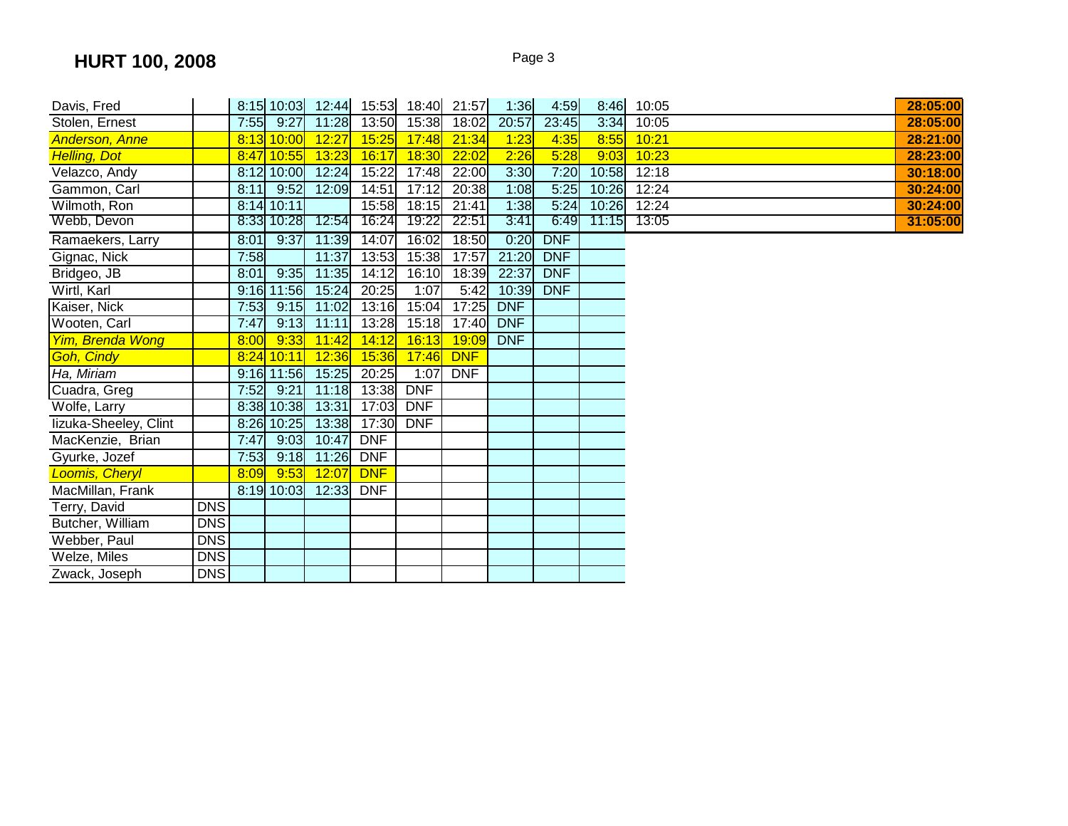# HURT 100, 2008

| | | | | | | | | | | | | | |
|---|---|---|---|---|---|---|---|---|---|---|---|---|---|
| Davis, Fred | | 8:15 | 10:03 | 12:44 | 15:53 | 18:40 | 21:57 | 1:36 | 4:59 | 8:46 | 10:05 | | 28:05:00 |
| Stolen, Ernest | | 7:55 | 9:27 | 11:28 | 13:50 | 15:38 | 18:02 | 20:57 | 23:45 | 3:34 | 10:05 | | 28:05:00 |
| *Anderson, Anne* | | 8:13 | 10:00 | 12:27 | 15:25 | 17:48 | 21:34 | 1:23 | 4:35 | 8:55 | 10:21 | | 28:21:00 |
| *Helling, Dot* | | 8:47 | 10:55 | 13:23 | 16:17 | 18:30 | 22:02 | 2:26 | 5:28 | 9:03 | 10:23 | | 28:23:00 |
| Velazco, Andy | | 8:12 | 10:00 | 12:24 | 15:22 | 17:48 | 22:00 | 3:30 | 7:20 | 10:58 | 12:18 | | 30:18:00 |
| Gammon, Carl | | 8:11 | 9:52 | 12:09 | 14:51 | 17:12 | 20:38 | 1:08 | 5:25 | 10:26 | 12:24 | | 30:24:00 |
| Wilmoth, Ron | | 8:14 | 10:11 | | 15:58 | 18:15 | 21:41 | 1:38 | 5:24 | 10:26 | 12:24 | | 30:24:00 |
| Webb, Devon | | 8:33 | 10:28 | 12:54 | 16:24 | 19:22 | 22:51 | 3:41 | 6:49 | 11:15 | 13:05 | | 31:05:00 |
| Ramaekers, Larry | | 8:01 | 9:37 | 11:39 | 14:07 | 16:02 | 18:50 | 0:20 | DNF | | | | |
| Gignac, Nick | | 7:58 | | 11:37 | 13:53 | 15:38 | 17:57 | 21:20 | DNF | | | | |
| Bridgeo, JB | | 8:01 | 9:35 | 11:35 | 14:12 | 16:10 | 18:39 | 22:37 | DNF | | | | |
| Wirtl, Karl | | 9:16 | 11:56 | 15:24 | 20:25 | 1:07 | 5:42 | 10:39 | DNF | | | | |
| Kaiser, Nick | | 7:53 | 9:15 | 11:02 | 13:16 | 15:04 | 17:25 | DNF | | | | | |
| Wooten, Carl | | 7:47 | 9:13 | 11:11 | 13:28 | 15:18 | 17:40 | DNF | | | | | |
| *Yim, Brenda Wong* | | 8:00 | 9:33 | 11:42 | 14:12 | 16:13 | 19:09 | DNF | | | | | |
| *Goh, Cindy* | | 8:24 | 10:11 | 12:36 | 15:36 | 17:46 | DNF | | | | | | |
| *Ha, Miriam* | | 9:16 | 11:56 | 15:25 | 20:25 | 1:07 | DNF | | | | | | |
| Cuadra, Greg | | 7:52 | 9:21 | 11:18 | 13:38 | DNF | | | | | | | |
| Wolfe, Larry | | 8:38 | 10:38 | 13:31 | 17:03 | DNF | | | | | | | |
| Iizuka-Sheeley, Clint | | 8:26 | 10:25 | 13:38 | 17:30 | DNF | | | | | | | |
| MacKenzie, Brian | | 7:47 | 9:03 | 10:47 | DNF | | | | | | | | |
| Gyurke, Jozef | | 7:53 | 9:18 | 11:26 | DNF | | | | | | | | |
| *Loomis, Cheryl* | | 8:09 | 9:53 | 12:07 | DNF | | | | | | | | |
| MacMillan, Frank | | 8:19 | 10:03 | 12:33 | DNF | | | | | | | | |
| Terry, David | DNS | | | | | | | | | | | | |
| Butcher, William | DNS | | | | | | | | | | | | |
| Webber, Paul | DNS | | | | | | | | | | | | |
| Welze, Miles | DNS | | | | | | | | | | | | |
| Zwack, Joseph | DNS | | | | | | | | | | | | |